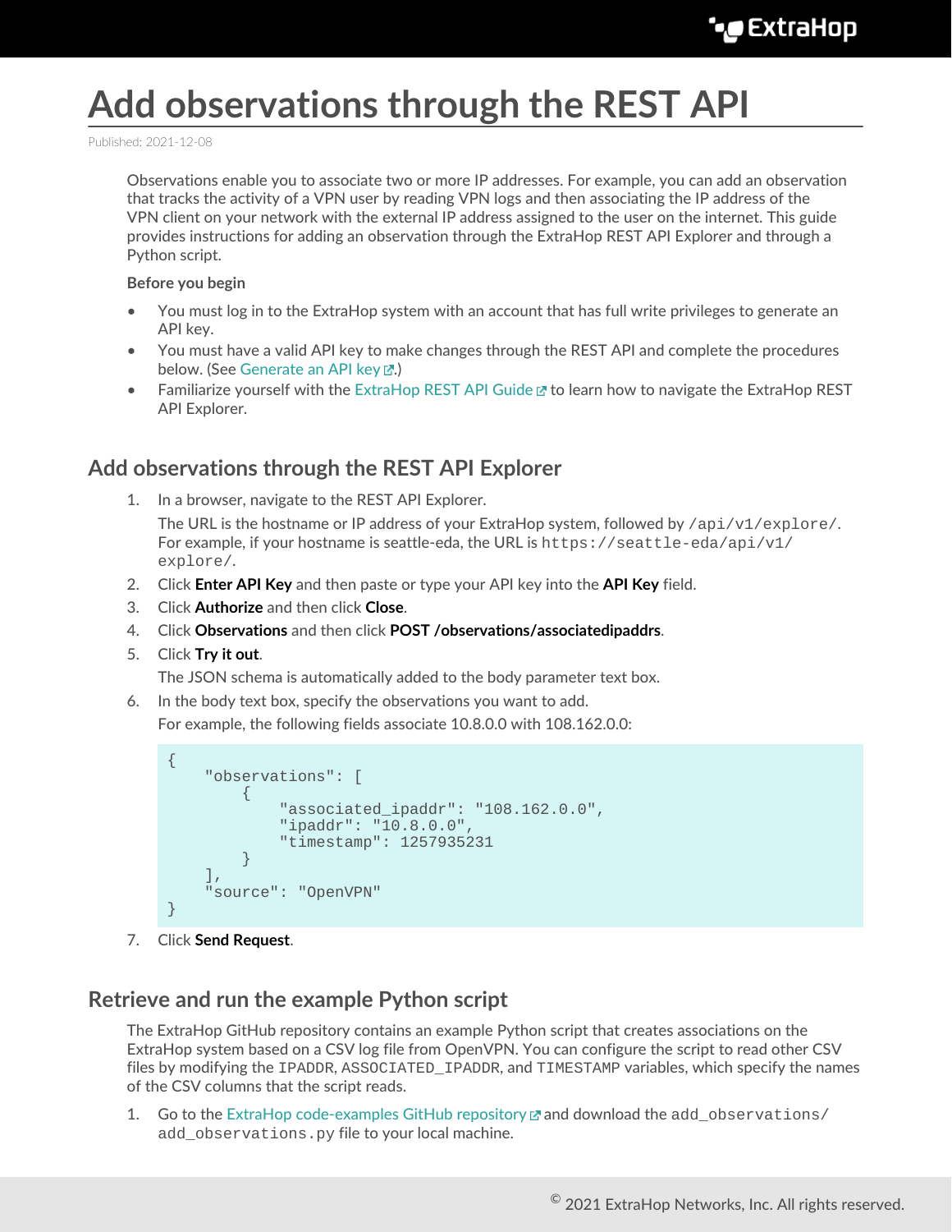# Add observations through the REST API

Published: 2021-12-08

Observations enable you to associate two or more IP addresses. For example, you can add an observation that tracks the activity of a VPN user by reading VPN logs and then associating the IP address of the VPN client on your network with the external IP address assigned to the user on the internet. This guide provides instructions for adding an observation through the ExtraHop REST API Explorer and through a Python script.

**Before you begin**

- You must log in to the ExtraHop system with an account that has full write privileges to generate an API key.
- You must have a valid API key to make changes through the REST API and complete the procedures below. (See Generate an API key.)
- Familiarize yourself with the ExtraHop REST API Guide to learn how to navigate the ExtraHop REST API Explorer.

## Add observations through the REST API Explorer

1. In a browser, navigate to the REST API Explorer.

   The URL is the hostname or IP address of your ExtraHop system, followed by `/api/v1/explore/`. For example, if your hostname is seattle-eda, the URL is `https://seattle-eda/api/v1/explore/`.
2. Click **Enter API Key** and then paste or type your API key into the **API Key** field.
3. Click **Authorize** and then click **Close**.
4. Click **Observations** and then click **POST /observations/associatedipaddrs**.
5. Click **Try it out**.

   The JSON schema is automatically added to the body parameter text box.
6. In the body text box, specify the observations you want to add.

   For example, the following fields associate 10.8.0.0 with 108.162.0.0:

```
{
    "observations": [
        {
            "associated_ipaddr": "108.162.0.0",
            "ipaddr": "10.8.0.0",
            "timestamp": 1257935231
        }
    ],
    "source": "OpenVPN"
}
```

7. Click **Send Request**.

## Retrieve and run the example Python script

The ExtraHop GitHub repository contains an example Python script that creates associations on the ExtraHop system based on a CSV log file from OpenVPN. You can configure the script to read other CSV files by modifying the `IPADDR`, `ASSOCIATED_IPADDR`, and `TIMESTAMP` variables, which specify the names of the CSV columns that the script reads.

1. Go to the ExtraHop code-examples GitHub repository and download the `add_observations/add_observations.py` file to your local machine.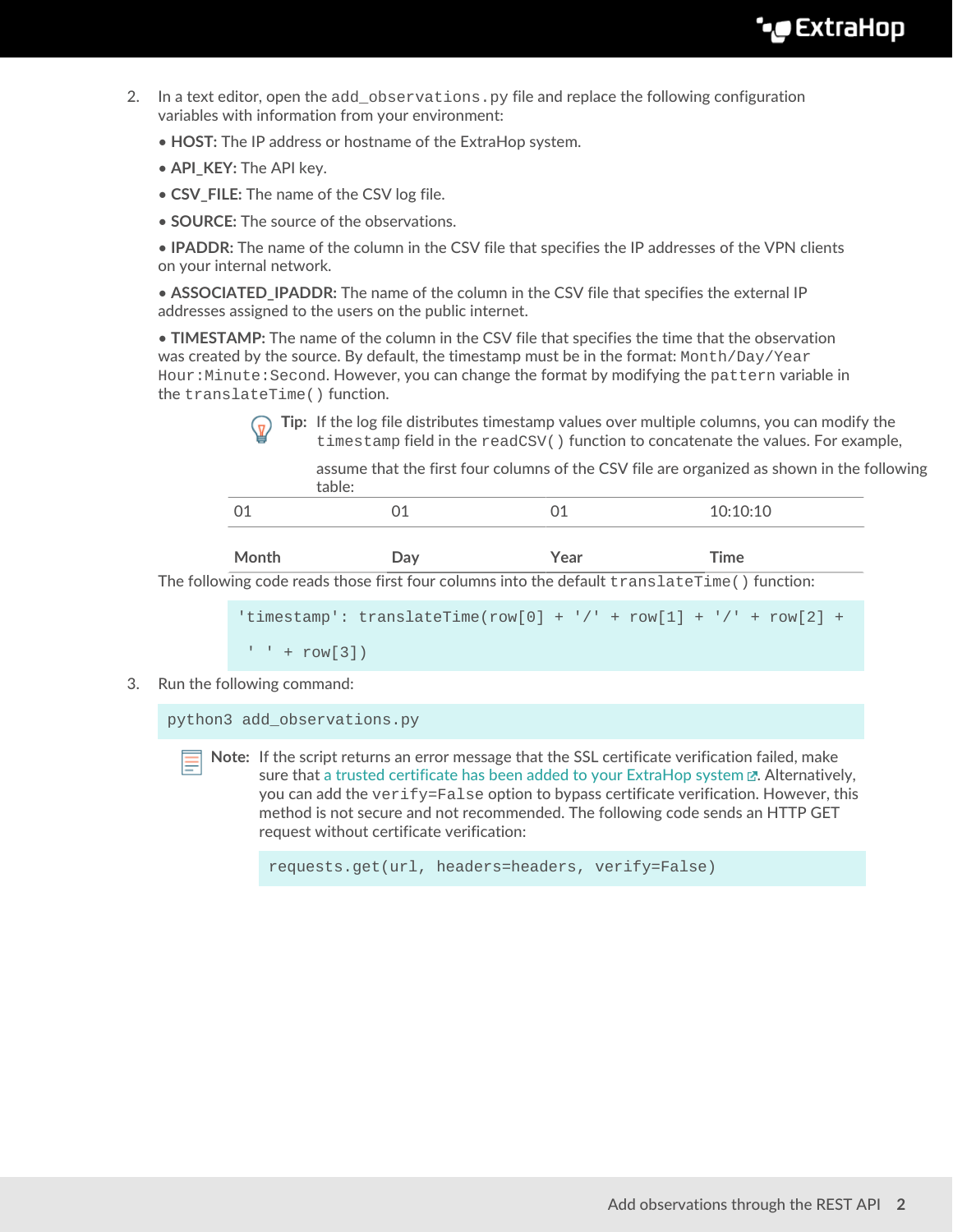2. In a text editor, open the `add_observations.py` file and replace the following configuration variables with information from your environment:

   - **HOST:** The IP address or hostname of the ExtraHop system.
   - **API_KEY:** The API key.
   - **CSV_FILE:** The name of the CSV log file.
   - **SOURCE:** The source of the observations.
   - **IPADDR:** The name of the column in the CSV file that specifies the IP addresses of the VPN clients on your internal network.
   - **ASSOCIATED_IPADDR:** The name of the column in the CSV file that specifies the external IP addresses assigned to the users on the public internet.
   - **TIMESTAMP:** The name of the column in the CSV file that specifies the time that the observation was created by the source. By default, the timestamp must be in the format: `Month/Day/Year Hour:Minute:Second`. However, you can change the format by modifying the `pattern` variable in the `translateTime()` function.

   **Tip:** If the log file distributes timestamp values over multiple columns, you can modify the `timestamp` field in the `readCSV()` function to concatenate the values. For example, assume that the first four columns of the CSV file are organized as shown in the following table:

   | 01 | 01 | 01 | 10:10:10 |
   | --- | --- | --- | --- |
   | **Month** | **Day** | **Year** | **Time** |

   The following code reads those first four columns into the default `translateTime()` function:

   ```
   'timestamp': translateTime(row[0] + '/' + row[1] + '/' + row[2] +
    ' ' + row[3])
   ```

3. Run the following command:

   ```
   python3 add_observations.py
   ```

   **Note:** If the script returns an error message that the SSL certificate verification failed, make sure that a trusted certificate has been added to your ExtraHop system. Alternatively, you can add the `verify=False` option to bypass certificate verification. However, this method is not secure and not recommended. The following code sends an HTTP GET request without certificate verification:

   ```
   requests.get(url, headers=headers, verify=False)
   ```